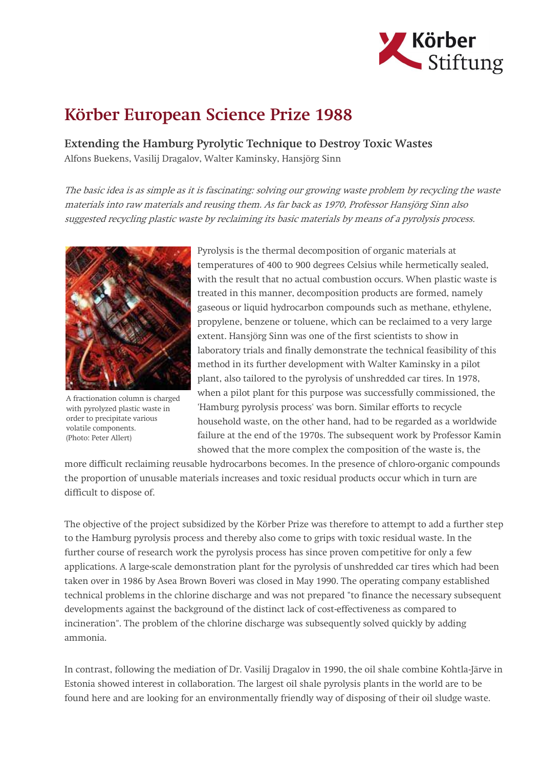# Körber European Science Prize 1988

### Extending the Hamburg Pyrolytic Technique to Destroy Toxic Wastes

Alfons Buekens, Vasilij Dragalov, Walter Kaminsky, Hansjörg Sinn

*The basic idea is as simple as it is fascinating: solving our growing waste problem by recycling the waste materials into raw materials and reusing them. As far back as 1970, Professor Hansjörg Sinn also suggested recycling plastic waste by reclaiming its basic materials by means of a pyrolysis process.*

A fractionation column is charged with pyrolyzed plastic waste in order to precipitate various volatile components. (Photo: Peter Allert)

Pyrolysis is the thermal decomposition of organic materials at temperatures of 400 to 900 degrees Celsius while hermetically sealed, with the result that no actual combustion occurs. When plastic waste is treated in this manner, decomposition products are formed, namely gaseous or liquid hydrocarbon compounds such as methane, ethylene, propylene, benzene or toluene, which can be reclaimed to a very large extent. Hansjörg Sinn was one of the first scientists to show in laboratory trials and finally demonstrate the technical feasibility of this method in its further development with Walter Kaminsky in a pilot plant, also tailored to the pyrolysis of unshredded car tires. In 1978, when a pilot plant for this purpose was successfully commissioned, the 'Hamburg pyrolysis process' was born. Similar efforts to recycle household waste, on the other hand, had to be regarded as a worldwide failure at the end of the 1970s. The subsequent work by Professor Kamin showed that the more complex the composition of the waste is, the more difficult reclaiming reusable hydrocarbons becomes. In the presence of chloro-organic compounds the proportion of unusable materials increases and toxic residual products occur which in turn are difficult to dispose of.

The objective of the project subsidized by the Körber Prize was therefore to attempt to add a further step to the Hamburg pyrolysis process and thereby also come to grips with toxic residual waste. In the further course of research work the pyrolysis process has since proven competitive for only a few applications. A large-scale demonstration plant for the pyrolysis of unshredded car tires which had been taken over in 1986 by Asea Brown Boveri was closed in May 1990. The operating company established technical problems in the chlorine discharge and was not prepared "to finance the necessary subsequent developments against the background of the distinct lack of cost-effectiveness as compared to incineration". The problem of the chlorine discharge was subsequently solved quickly by adding ammonia.

In contrast, following the mediation of Dr. Vasilij Dragalov in 1990, the oil shale combine Kohtla-Järve in Estonia showed interest in collaboration. The largest oil shale pyrolysis plants in the world are to be found here and are looking for an environmentally friendly way of disposing of their oil sludge waste.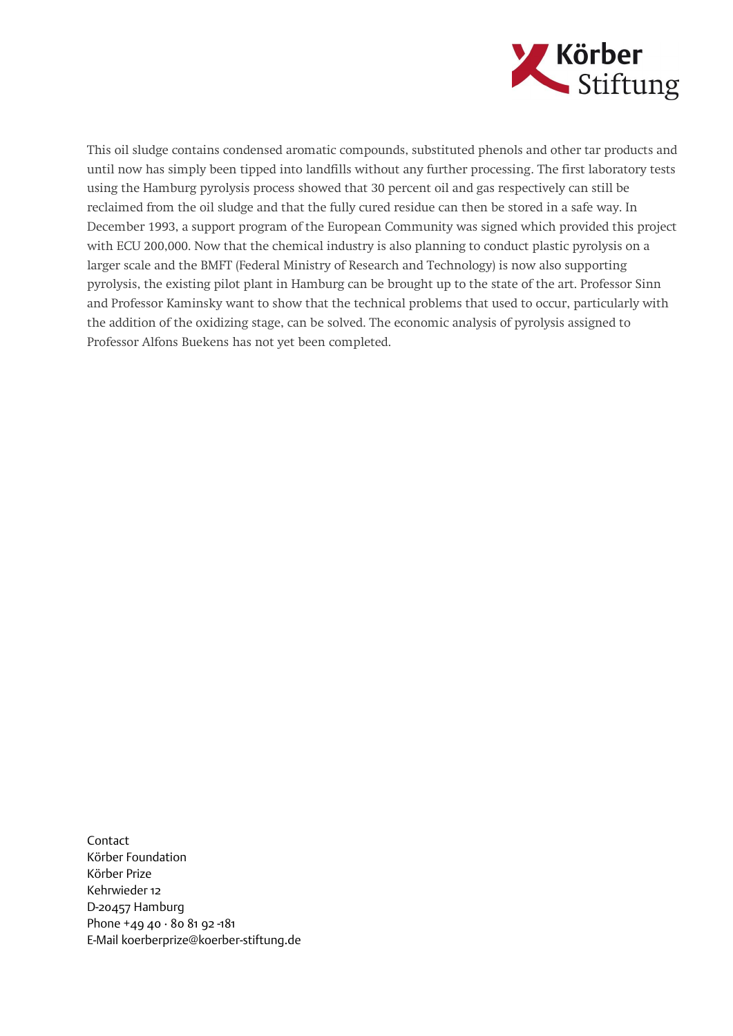This oil sludge contains condensed aromatic compounds, substituted phenols and other tar products and until now has simply been tipped into landfills without any further processing. The first laboratory tests using the Hamburg pyrolysis process showed that 30 percent oil and gas respectively can still be reclaimed from the oil sludge and that the fully cured residue can then be stored in a safe way. In December 1993, a support program of the European Community was signed which provided this project with ECU 200,000. Now that the chemical industry is also planning to conduct plastic pyrolysis on a larger scale and the BMFT (Federal Ministry of Research and Technology) is now also supporting pyrolysis, the existing pilot plant in Hamburg can be brought up to the state of the art. Professor Sinn and Professor Kaminsky want to show that the technical problems that used to occur, particularly with the addition of the oxidizing stage, can be solved. The economic analysis of pyrolysis assigned to Professor Alfons Buekens has not yet been completed.

Contact
Körber Foundation
Körber Prize
Kehrwieder 12
D-20457 Hamburg
Phone +49 40 · 80 81 92 -181
E-Mail koerberprize@koerber-stiftung.de